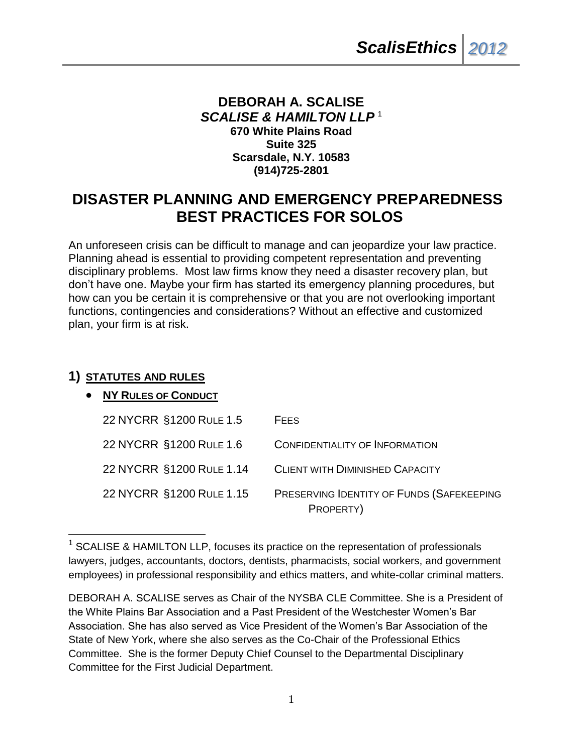**DEBORAH A. SCALISE**
***SCALISE & HAMILTON LLP*** [1]
**670 White Plains Road**
**Suite 325**
**Scarsdale, N.Y. 10583**
**(914)725-2801**

# DISASTER PLANNING AND EMERGENCY PREPAREDNESS BEST PRACTICES FOR SOLOS

An unforeseen crisis can be difficult to manage and can jeopardize your law practice. Planning ahead is essential to providing competent representation and preventing disciplinary problems. Most law firms know they need a disaster recovery plan, but don't have one. Maybe your firm has started its emergency planning procedures, but how can you be certain it is comprehensive or that you are not overlooking important functions, contingencies and considerations? Without an effective and customized plan, your firm is at risk.

## 1) STATUTES AND RULES

- **NY RULES OF CONDUCT**

| | |
|---|---|
| 22 NYCRR §1200 RULE 1.5 | FEES |
| 22 NYCRR §1200 RULE 1.6 | CONFIDENTIALITY OF INFORMATION |
| 22 NYCRR §1200 RULE 1.14 | CLIENT WITH DIMINISHED CAPACITY |
| 22 NYCRR §1200 RULE 1.15 | PRESERVING IDENTITY OF FUNDS (SAFEKEEPING PROPERTY) |

---

[1] SCALISE & HAMILTON LLP, focuses its practice on the representation of professionals lawyers, judges, accountants, doctors, dentists, pharmacists, social workers, and government employees) in professional responsibility and ethics matters, and white-collar criminal matters.

DEBORAH A. SCALISE serves as Chair of the NYSBA CLE Committee. She is a President of the White Plains Bar Association and a Past President of the Westchester Women's Bar Association. She has also served as Vice President of the Women's Bar Association of the State of New York, where she also serves as the Co-Chair of the Professional Ethics Committee. She is the former Deputy Chief Counsel to the Departmental Disciplinary Committee for the First Judicial Department.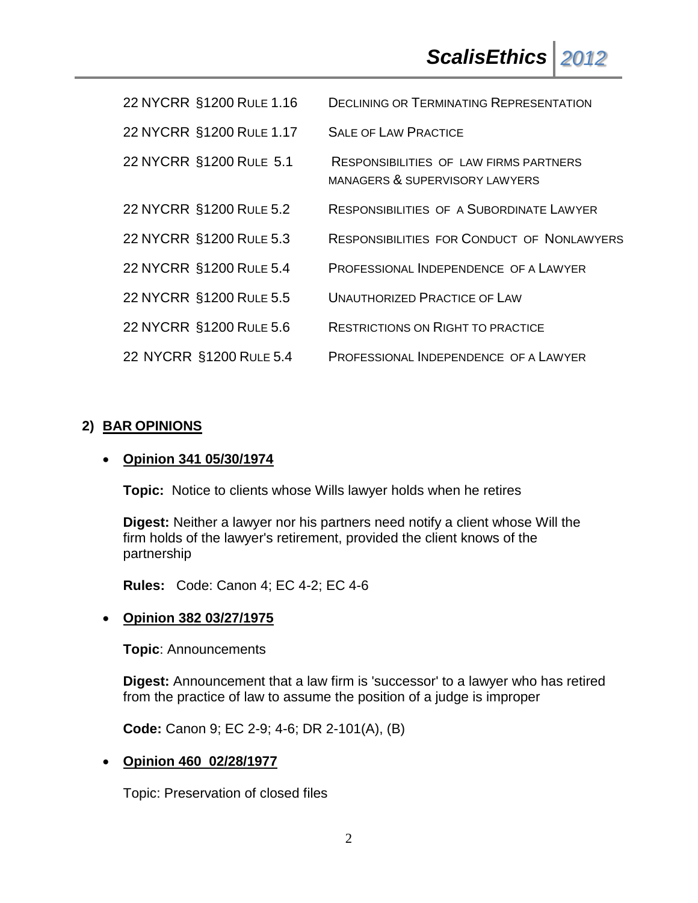| | |
|---|---|
| 22 NYCRR §1200 RULE 1.16 | DECLINING OR TERMINATING REPRESENTATION |
| 22 NYCRR §1200 RULE 1.17 | SALE OF LAW PRACTICE |
| 22 NYCRR §1200 RULE 5.1 | RESPONSIBILITIES OF LAW FIRMS PARTNERS MANAGERS & SUPERVISORY LAWYERS |
| 22 NYCRR §1200 RULE 5.2 | RESPONSIBILITIES OF A SUBORDINATE LAWYER |
| 22 NYCRR §1200 RULE 5.3 | RESPONSIBILITIES FOR CONDUCT OF NONLAWYERS |
| 22 NYCRR §1200 RULE 5.4 | PROFESSIONAL INDEPENDENCE OF A LAWYER |
| 22 NYCRR §1200 RULE 5.5 | UNAUTHORIZED PRACTICE OF LAW |
| 22 NYCRR §1200 RULE 5.6 | RESTRICTIONS ON RIGHT TO PRACTICE |
| 22 NYCRR §1200 RULE 5.4 | PROFESSIONAL INDEPENDENCE OF A LAWYER |

## 2) BAR OPINIONS

- **Opinion 341 05/30/1974**

  **Topic:** Notice to clients whose Wills lawyer holds when he retires

  **Digest:** Neither a lawyer nor his partners need notify a client whose Will the firm holds of the lawyer's retirement, provided the client knows of the partnership

  **Rules:** Code: Canon 4; EC 4-2; EC 4-6

- **Opinion 382 03/27/1975**

  **Topic**: Announcements

  **Digest:** Announcement that a law firm is 'successor' to a lawyer who has retired from the practice of law to assume the position of a judge is improper

  **Code:** Canon 9; EC 2-9; 4-6; DR 2-101(A), (B)

- **Opinion 460 02/28/1977**

  Topic: Preservation of closed files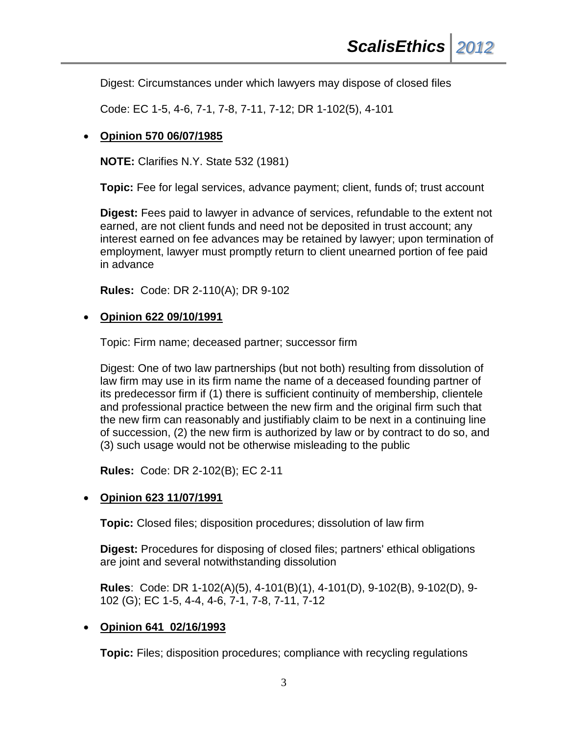Digest: Circumstances under which lawyers may dispose of closed files

Code: EC 1-5, 4-6, 7-1, 7-8, 7-11, 7-12; DR 1-102(5), 4-101

- **Opinion 570 06/07/1985**

  **NOTE:** Clarifies N.Y. State 532 (1981)

  **Topic:** Fee for legal services, advance payment; client, funds of; trust account

  **Digest:** Fees paid to lawyer in advance of services, refundable to the extent not earned, are not client funds and need not be deposited in trust account; any interest earned on fee advances may be retained by lawyer; upon termination of employment, lawyer must promptly return to client unearned portion of fee paid in advance

  **Rules:** Code: DR 2-110(A); DR 9-102

- **Opinion 622 09/10/1991**

  Topic: Firm name; deceased partner; successor firm

  Digest: One of two law partnerships (but not both) resulting from dissolution of law firm may use in its firm name the name of a deceased founding partner of its predecessor firm if (1) there is sufficient continuity of membership, clientele and professional practice between the new firm and the original firm such that the new firm can reasonably and justifiably claim to be next in a continuing line of succession, (2) the new firm is authorized by law or by contract to do so, and (3) such usage would not be otherwise misleading to the public

  **Rules:** Code: DR 2-102(B); EC 2-11

- **Opinion 623 11/07/1991**

  **Topic:** Closed files; disposition procedures; dissolution of law firm

  **Digest:** Procedures for disposing of closed files; partners' ethical obligations are joint and several notwithstanding dissolution

  **Rules**: Code: DR 1-102(A)(5), 4-101(B)(1), 4-101(D), 9-102(B), 9-102(D), 9-102 (G); EC 1-5, 4-4, 4-6, 7-1, 7-8, 7-11, 7-12

- **Opinion 641 02/16/1993**

  **Topic:** Files; disposition procedures; compliance with recycling regulations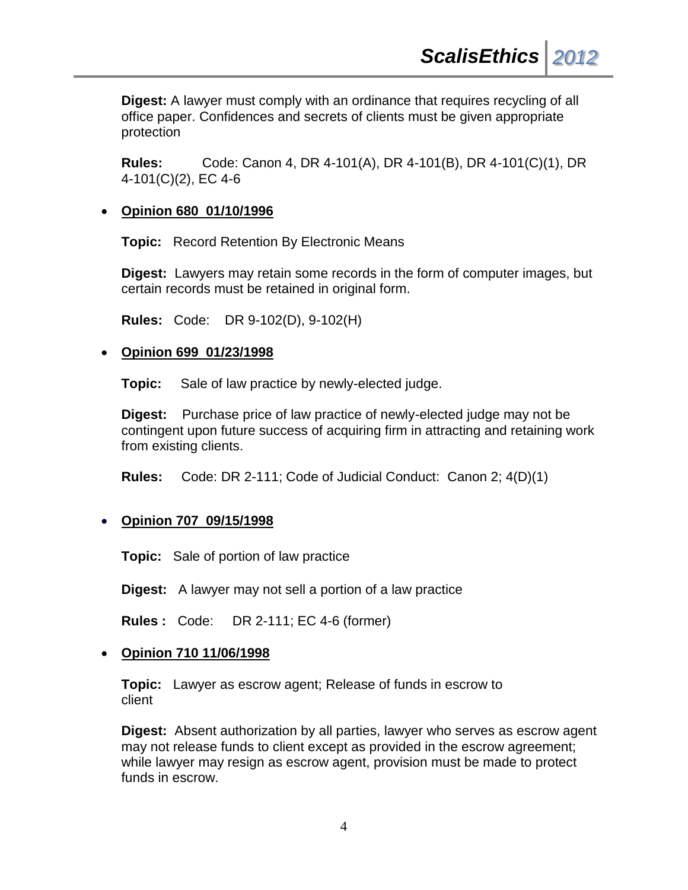**Digest:** A lawyer must comply with an ordinance that requires recycling of all office paper. Confidences and secrets of clients must be given appropriate protection

**Rules:** Code: Canon 4, DR 4-101(A), DR 4-101(B), DR 4-101(C)(1), DR 4-101(C)(2), EC 4-6

- **Opinion 680 01/10/1996**

  **Topic:** Record Retention By Electronic Means

  **Digest:** Lawyers may retain some records in the form of computer images, but certain records must be retained in original form.

  **Rules:** Code: DR 9-102(D), 9-102(H)

- **Opinion 699 01/23/1998**

  **Topic:** Sale of law practice by newly-elected judge.

  **Digest:** Purchase price of law practice of newly-elected judge may not be contingent upon future success of acquiring firm in attracting and retaining work from existing clients.

  **Rules:** Code: DR 2-111; Code of Judicial Conduct: Canon 2; 4(D)(1)

- **Opinion 707 09/15/1998**

  **Topic:** Sale of portion of law practice

  **Digest:** A lawyer may not sell a portion of a law practice

  **Rules :** Code: DR 2-111; EC 4-6 (former)

- **Opinion 710 11/06/1998**

  **Topic:** Lawyer as escrow agent; Release of funds in escrow to client

  **Digest:** Absent authorization by all parties, lawyer who serves as escrow agent may not release funds to client except as provided in the escrow agreement; while lawyer may resign as escrow agent, provision must be made to protect funds in escrow.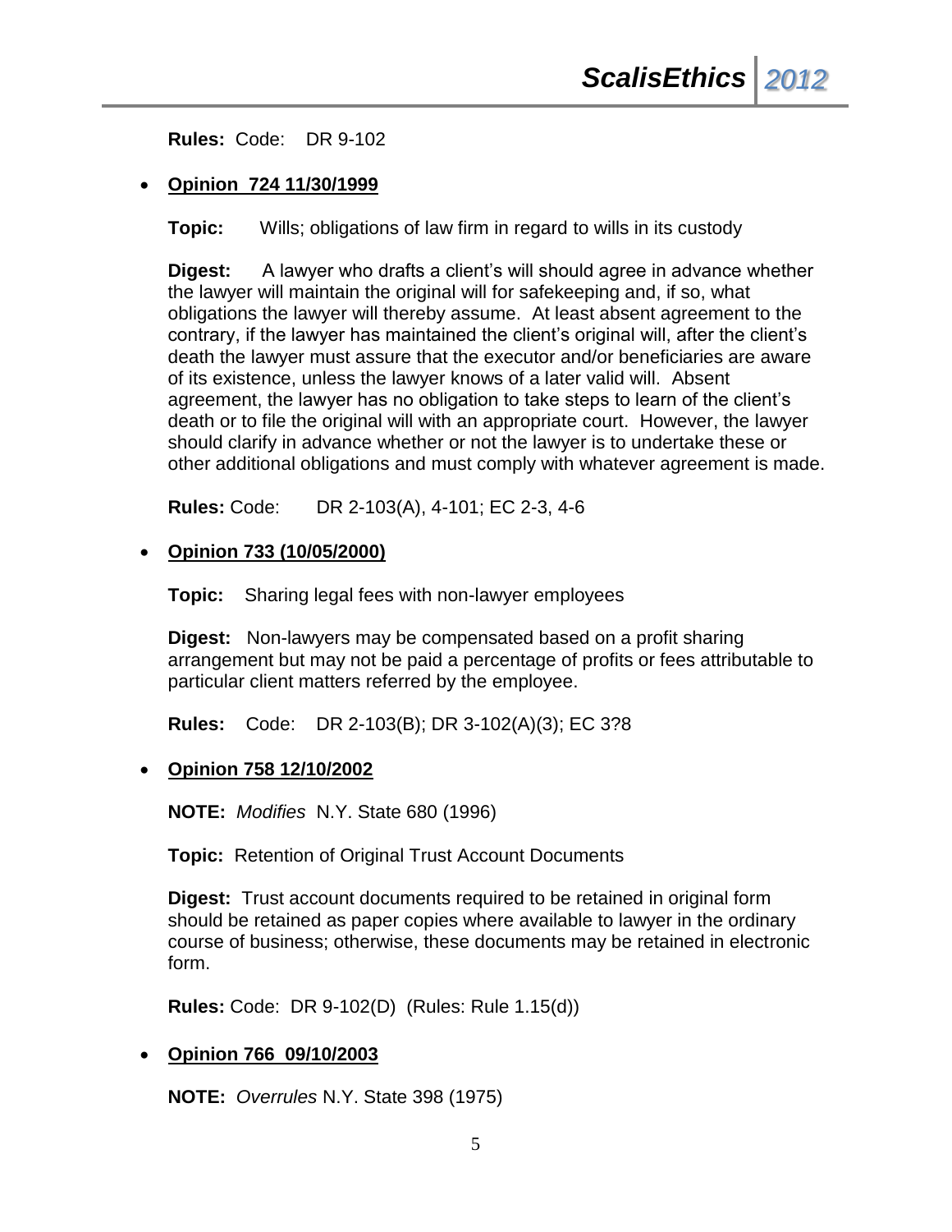**Rules:** Code: DR 9-102

- **Opinion 724 11/30/1999**

  **Topic:** Wills; obligations of law firm in regard to wills in its custody

  **Digest:** A lawyer who drafts a client's will should agree in advance whether the lawyer will maintain the original will for safekeeping and, if so, what obligations the lawyer will thereby assume. At least absent agreement to the contrary, if the lawyer has maintained the client's original will, after the client's death the lawyer must assure that the executor and/or beneficiaries are aware of its existence, unless the lawyer knows of a later valid will. Absent agreement, the lawyer has no obligation to take steps to learn of the client's death or to file the original will with an appropriate court. However, the lawyer should clarify in advance whether or not the lawyer is to undertake these or other additional obligations and must comply with whatever agreement is made.

  **Rules:** Code: DR 2-103(A), 4-101; EC 2-3, 4-6

- **Opinion 733 (10/05/2000)**

  **Topic:** Sharing legal fees with non-lawyer employees

  **Digest:** Non-lawyers may be compensated based on a profit sharing arrangement but may not be paid a percentage of profits or fees attributable to particular client matters referred by the employee.

  **Rules:** Code: DR 2-103(B); DR 3-102(A)(3); EC 3?8

- **Opinion 758 12/10/2002**

  **NOTE:** *Modifies* N.Y. State 680 (1996)

  **Topic:** Retention of Original Trust Account Documents

  **Digest:** Trust account documents required to be retained in original form should be retained as paper copies where available to lawyer in the ordinary course of business; otherwise, these documents may be retained in electronic form.

  **Rules:** Code: DR 9-102(D) (Rules: Rule 1.15(d))

- **Opinion 766 09/10/2003**

  **NOTE:** *Overrules* N.Y. State 398 (1975)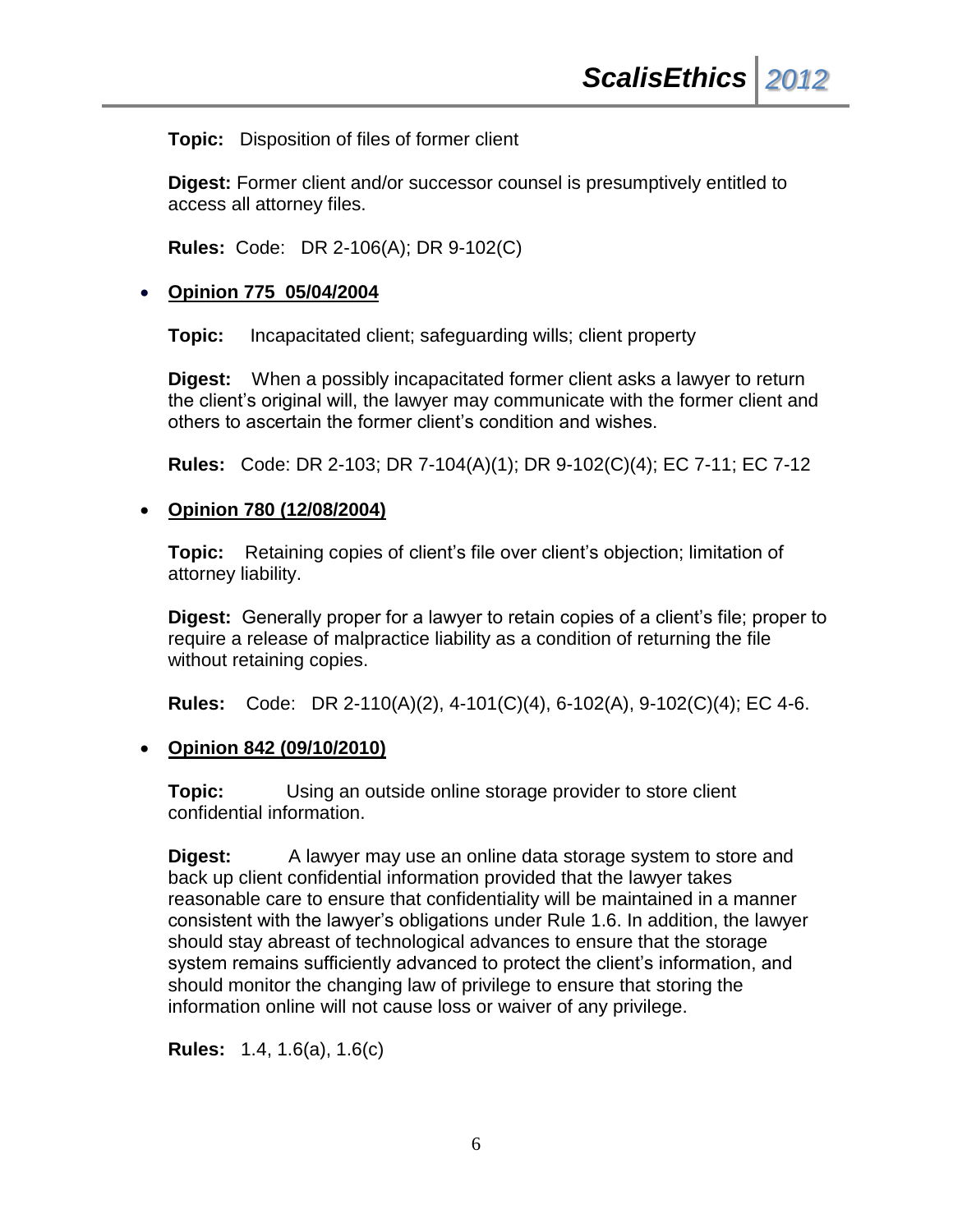**Topic:** Disposition of files of former client

**Digest:** Former client and/or successor counsel is presumptively entitled to access all attorney files.

**Rules:** Code: DR 2-106(A); DR 9-102(C)

- **Opinion 775 05/04/2004**

  **Topic:** Incapacitated client; safeguarding wills; client property

  **Digest:** When a possibly incapacitated former client asks a lawyer to return the client's original will, the lawyer may communicate with the former client and others to ascertain the former client's condition and wishes.

  **Rules:** Code: DR 2-103; DR 7-104(A)(1); DR 9-102(C)(4); EC 7-11; EC 7-12

- **Opinion 780 (12/08/2004)**

  **Topic:** Retaining copies of client's file over client's objection; limitation of attorney liability.

  **Digest:** Generally proper for a lawyer to retain copies of a client's file; proper to require a release of malpractice liability as a condition of returning the file without retaining copies.

  **Rules:** Code: DR 2-110(A)(2), 4-101(C)(4), 6-102(A), 9-102(C)(4); EC 4-6.

- **Opinion 842 (09/10/2010)**

  **Topic:** Using an outside online storage provider to store client confidential information.

  **Digest:** A lawyer may use an online data storage system to store and back up client confidential information provided that the lawyer takes reasonable care to ensure that confidentiality will be maintained in a manner consistent with the lawyer's obligations under Rule 1.6. In addition, the lawyer should stay abreast of technological advances to ensure that the storage system remains sufficiently advanced to protect the client's information, and should monitor the changing law of privilege to ensure that storing the information online will not cause loss or waiver of any privilege.

  **Rules:** 1.4, 1.6(a), 1.6(c)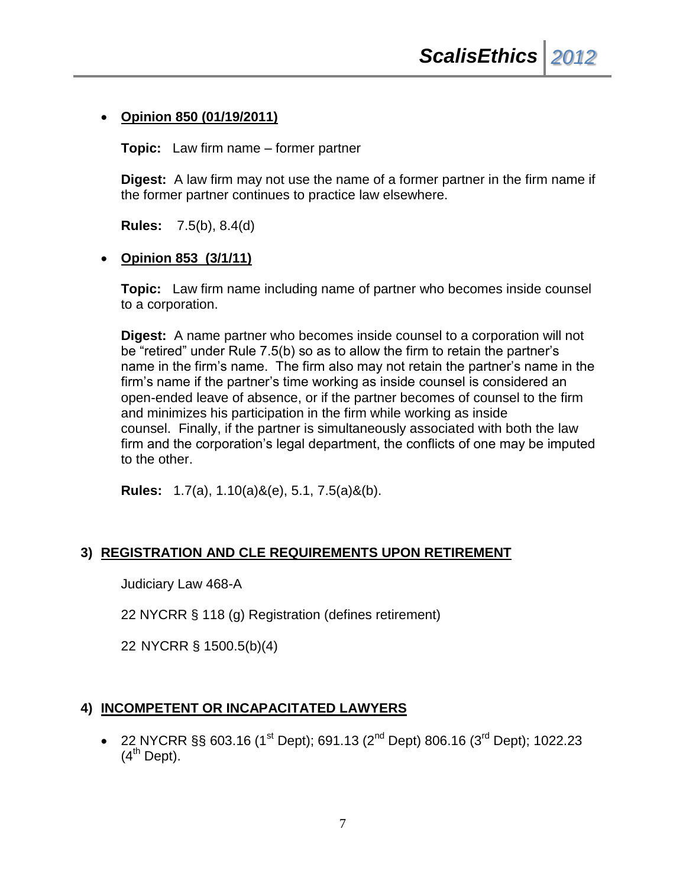- **Opinion 850 (01/19/2011)**

  **Topic:** Law firm name – former partner

  **Digest:** A law firm may not use the name of a former partner in the firm name if the former partner continues to practice law elsewhere.

  **Rules:** 7.5(b), 8.4(d)

- **Opinion 853 (3/1/11)**

  **Topic:** Law firm name including name of partner who becomes inside counsel to a corporation.

  **Digest:** A name partner who becomes inside counsel to a corporation will not be "retired" under Rule 7.5(b) so as to allow the firm to retain the partner's name in the firm's name. The firm also may not retain the partner's name in the firm's name if the partner's time working as inside counsel is considered an open-ended leave of absence, or if the partner becomes of counsel to the firm and minimizes his participation in the firm while working as inside counsel. Finally, if the partner is simultaneously associated with both the law firm and the corporation's legal department, the conflicts of one may be imputed to the other.

  **Rules:** 1.7(a), 1.10(a)&(e), 5.1, 7.5(a)&(b).

## 3) REGISTRATION AND CLE REQUIREMENTS UPON RETIREMENT

Judiciary Law 468-A

22 NYCRR § 118 (g) Registration (defines retirement)

22 NYCRR § 1500.5(b)(4)

## 4) INCOMPETENT OR INCAPACITATED LAWYERS

- 22 NYCRR §§ 603.16 (1st Dept); 691.13 (2nd Dept) 806.16 (3rd Dept); 1022.23 (4th Dept).